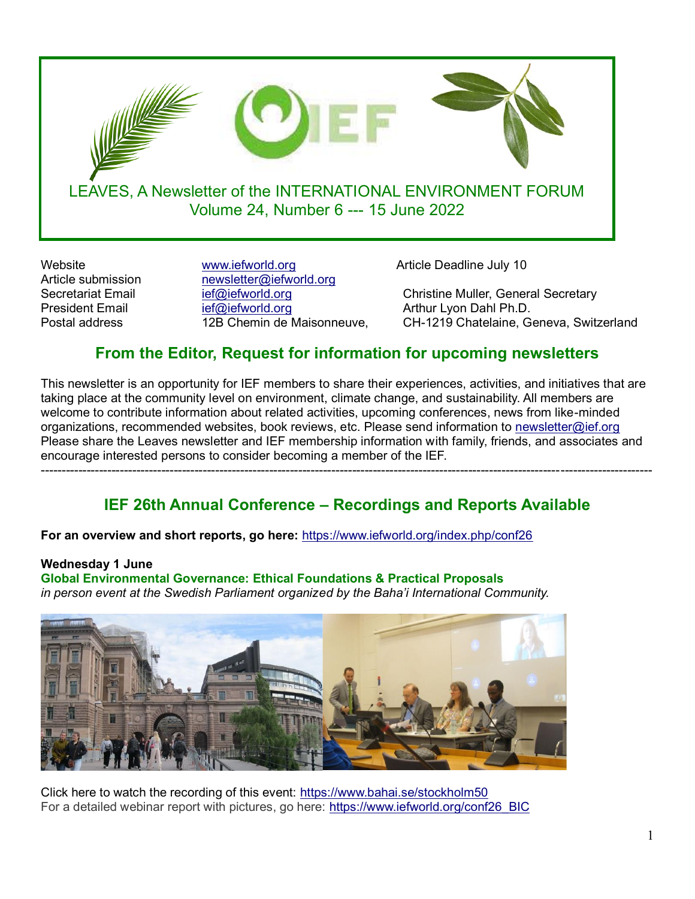# LEAVES, A Newsletter of the INTERNATIONAL ENVIRONMENT FORUM
Volume 24, Number 6 --- 15 June 2022

| | | |
|---|---|---|
| Website | www.iefworld.org | Article Deadline July 10 |
| Article submission | newsletter@iefworld.org | |
| Secretariat Email | ief@iefworld.org | Christine Muller, General Secretary |
| President Email | ief@iefworld.org | Arthur Lyon Dahl Ph.D. |
| Postal address | 12B Chemin de Maisonneuve, | CH-1219 Chatelaine, Geneva, Switzerland |

## From the Editor, Request for information for upcoming newsletters

This newsletter is an opportunity for IEF members to share their experiences, activities, and initiatives that are taking place at the community level on environment, climate change, and sustainability. All members are welcome to contribute information about related activities, upcoming conferences, news from like-minded organizations, recommended websites, book reviews, etc. Please send information to newsletter@ief.org Please share the Leaves newsletter and IEF membership information with family, friends, and associates and encourage interested persons to consider becoming a member of the IEF.

---

## IEF 26th Annual Conference – Recordings and Reports Available

**For an overview and short reports, go here:** https://www.iefworld.org/index.php/conf26

**Wednesday 1 June**
**Global Environmental Governance: Ethical Foundations & Practical Proposals**
*in person event at the Swedish Parliament organized by the Baha'i International Community.*

Click here to watch the recording of this event: https://www.bahai.se/stockholm50
For a detailed webinar report with pictures, go here: https://www.iefworld.org/conf26_BIC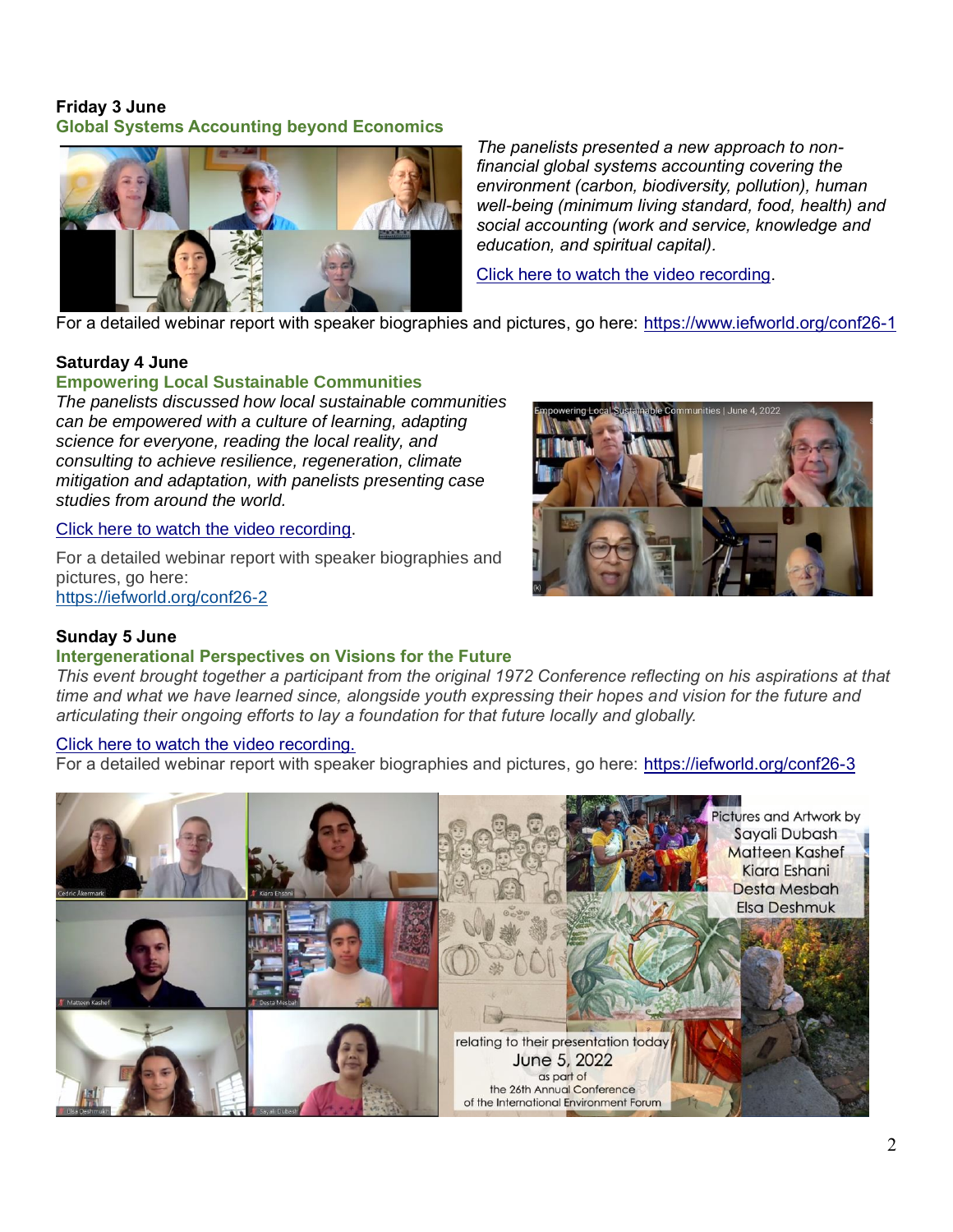**Friday 3 June**

**Global Systems Accounting beyond Economics**

*The panelists presented a new approach to non-financial global systems accounting covering the environment (carbon, biodiversity, pollution), human well-being (minimum living standard, food, health) and social accounting (work and service, knowledge and education, and spiritual capital).*

Click here to watch the video recording.

For a detailed webinar report with speaker biographies and pictures, go here: https://www.iefworld.org/conf26-1

**Saturday 4 June**

**Empowering Local Sustainable Communities**

*The panelists discussed how local sustainable communities can be empowered with a culture of learning, adapting science for everyone, reading the local reality, and consulting to achieve resilience, regeneration, climate mitigation and adaptation, with panelists presenting case studies from around the world.*

Click here to watch the video recording.

For a detailed webinar report with speaker biographies and pictures, go here: https://iefworld.org/conf26-2

**Sunday 5 June**

**Intergenerational Perspectives on Visions for the Future**

*This event brought together a participant from the original 1972 Conference reflecting on his aspirations at that time and what we have learned since, alongside youth expressing their hopes and vision for the future and articulating their ongoing efforts to lay a foundation for that future locally and globally.*

Click here to watch the video recording.

For a detailed webinar report with speaker biographies and pictures, go here: https://iefworld.org/conf26-3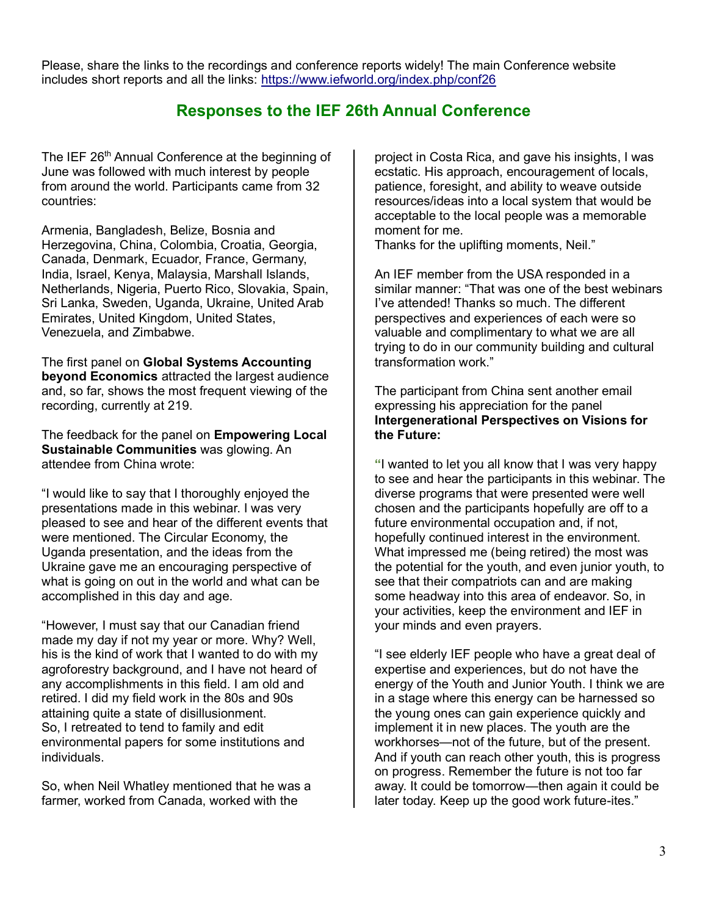Please, share the links to the recordings and conference reports widely! The main Conference website includes short reports and all the links: https://www.iefworld.org/index.php/conf26

## Responses to the IEF 26th Annual Conference

The IEF 26th Annual Conference at the beginning of June was followed with much interest by people from around the world. Participants came from 32 countries:

Armenia, Bangladesh, Belize, Bosnia and Herzegovina, China, Colombia, Croatia, Georgia, Canada, Denmark, Ecuador, France, Germany, India, Israel, Kenya, Malaysia, Marshall Islands, Netherlands, Nigeria, Puerto Rico, Slovakia, Spain, Sri Lanka, Sweden, Uganda, Ukraine, United Arab Emirates, United Kingdom, United States, Venezuela, and Zimbabwe.

The first panel on **Global Systems Accounting beyond Economics** attracted the largest audience and, so far, shows the most frequent viewing of the recording, currently at 219.

The feedback for the panel on **Empowering Local Sustainable Communities** was glowing. An attendee from China wrote:

"I would like to say that I thoroughly enjoyed the presentations made in this webinar. I was very pleased to see and hear of the different events that were mentioned. The Circular Economy, the Uganda presentation, and the ideas from the Ukraine gave me an encouraging perspective of what is going on out in the world and what can be accomplished in this day and age.

"However, I must say that our Canadian friend made my day if not my year or more. Why? Well, his is the kind of work that I wanted to do with my agroforestry background, and I have not heard of any accomplishments in this field. I am old and retired. I did my field work in the 80s and 90s attaining quite a state of disillusionment.
So, I retreated to tend to family and edit environmental papers for some institutions and individuals.

So, when Neil Whatley mentioned that he was a farmer, worked from Canada, worked with the project in Costa Rica, and gave his insights, I was ecstatic. His approach, encouragement of locals, patience, foresight, and ability to weave outside resources/ideas into a local system that would be acceptable to the local people was a memorable moment for me.
Thanks for the uplifting moments, Neil."

An IEF member from the USA responded in a similar manner: "That was one of the best webinars I've attended! Thanks so much. The different perspectives and experiences of each were so valuable and complimentary to what we are all trying to do in our community building and cultural transformation work."

The participant from China sent another email expressing his appreciation for the panel **Intergenerational Perspectives on Visions for the Future:**

"I wanted to let you all know that I was very happy to see and hear the participants in this webinar. The diverse programs that were presented were well chosen and the participants hopefully are off to a future environmental occupation and, if not, hopefully continued interest in the environment. What impressed me (being retired) the most was the potential for the youth, and even junior youth, to see that their compatriots can and are making some headway into this area of endeavor. So, in your activities, keep the environment and IEF in your minds and even prayers.

"I see elderly IEF people who have a great deal of expertise and experiences, but do not have the energy of the Youth and Junior Youth. I think we are in a stage where this energy can be harnessed so the young ones can gain experience quickly and implement it in new places. The youth are the workhorses—not of the future, but of the present. And if youth can reach other youth, this is progress on progress. Remember the future is not too far away. It could be tomorrow—then again it could be later today. Keep up the good work future-ites."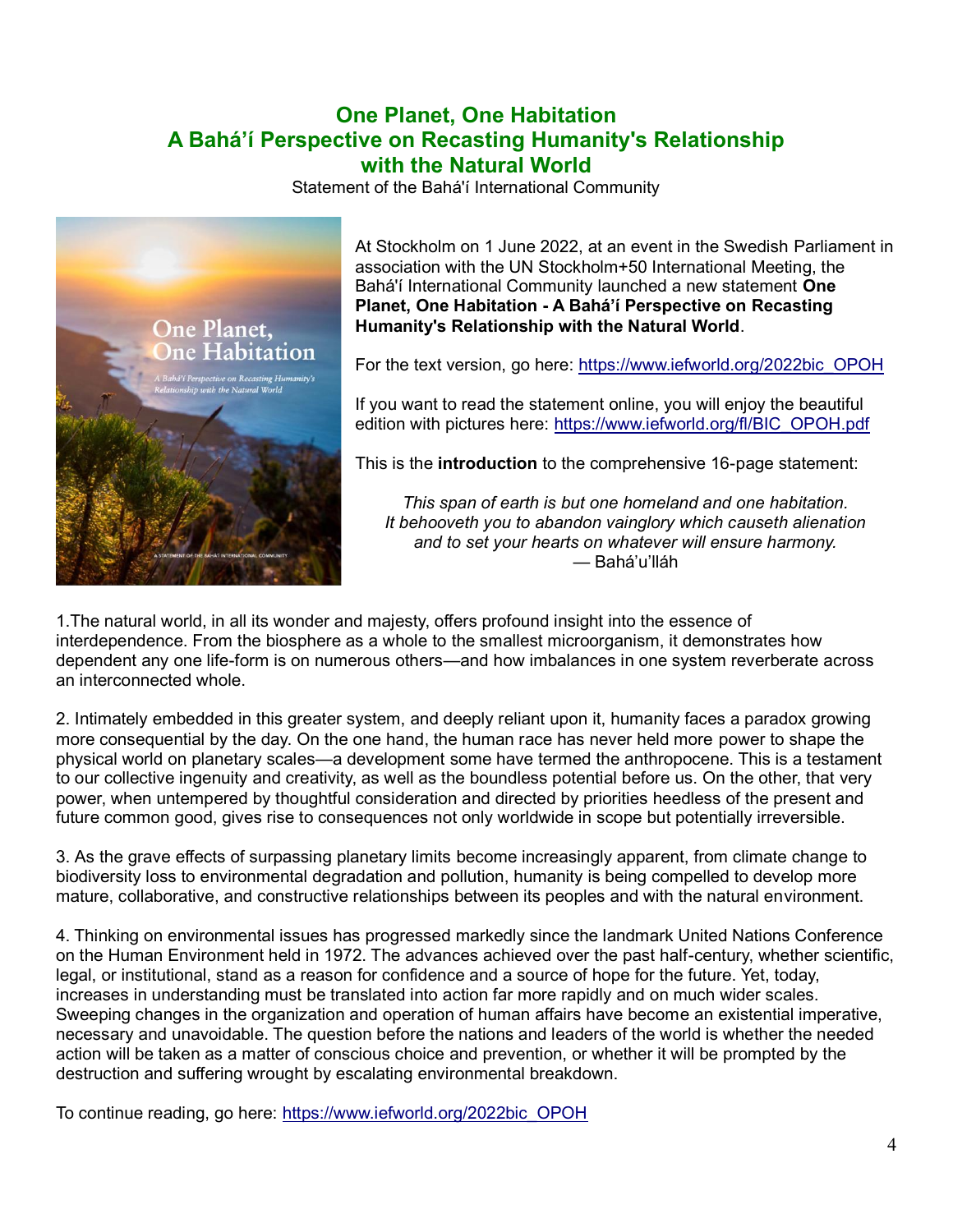## One Planet, One Habitation
## A Bahá'í Perspective on Recasting Humanity's Relationship with the Natural World

Statement of the Bahá'í International Community

At Stockholm on 1 June 2022, at an event in the Swedish Parliament in association with the UN Stockholm+50 International Meeting, the Bahá'í International Community launched a new statement **One Planet, One Habitation - A Bahá'í Perspective on Recasting Humanity's Relationship with the Natural World**.

For the text version, go here: https://www.iefworld.org/2022bic_OPOH

If you want to read the statement online, you will enjoy the beautiful edition with pictures here: https://www.iefworld.org/fl/BIC_OPOH.pdf

This is the **introduction** to the comprehensive 16-page statement:

*This span of earth is but one homeland and one habitation.*
*It behooveth you to abandon vainglory which causeth alienation*
*and to set your hearts on whatever will ensure harmony.*
— Bahá'u'lláh

1.The natural world, in all its wonder and majesty, offers profound insight into the essence of interdependence. From the biosphere as a whole to the smallest microorganism, it demonstrates how dependent any one life-form is on numerous others—and how imbalances in one system reverberate across an interconnected whole.

2. Intimately embedded in this greater system, and deeply reliant upon it, humanity faces a paradox growing more consequential by the day. On the one hand, the human race has never held more power to shape the physical world on planetary scales—a development some have termed the anthropocene. This is a testament to our collective ingenuity and creativity, as well as the boundless potential before us. On the other, that very power, when untempered by thoughtful consideration and directed by priorities heedless of the present and future common good, gives rise to consequences not only worldwide in scope but potentially irreversible.

3. As the grave effects of surpassing planetary limits become increasingly apparent, from climate change to biodiversity loss to environmental degradation and pollution, humanity is being compelled to develop more mature, collaborative, and constructive relationships between its peoples and with the natural environment.

4. Thinking on environmental issues has progressed markedly since the landmark United Nations Conference on the Human Environment held in 1972. The advances achieved over the past half-century, whether scientific, legal, or institutional, stand as a reason for confidence and a source of hope for the future. Yet, today, increases in understanding must be translated into action far more rapidly and on much wider scales. Sweeping changes in the organization and operation of human affairs have become an existential imperative, necessary and unavoidable. The question before the nations and leaders of the world is whether the needed action will be taken as a matter of conscious choice and prevention, or whether it will be prompted by the destruction and suffering wrought by escalating environmental breakdown.

To continue reading, go here: https://www.iefworld.org/2022bic_OPOH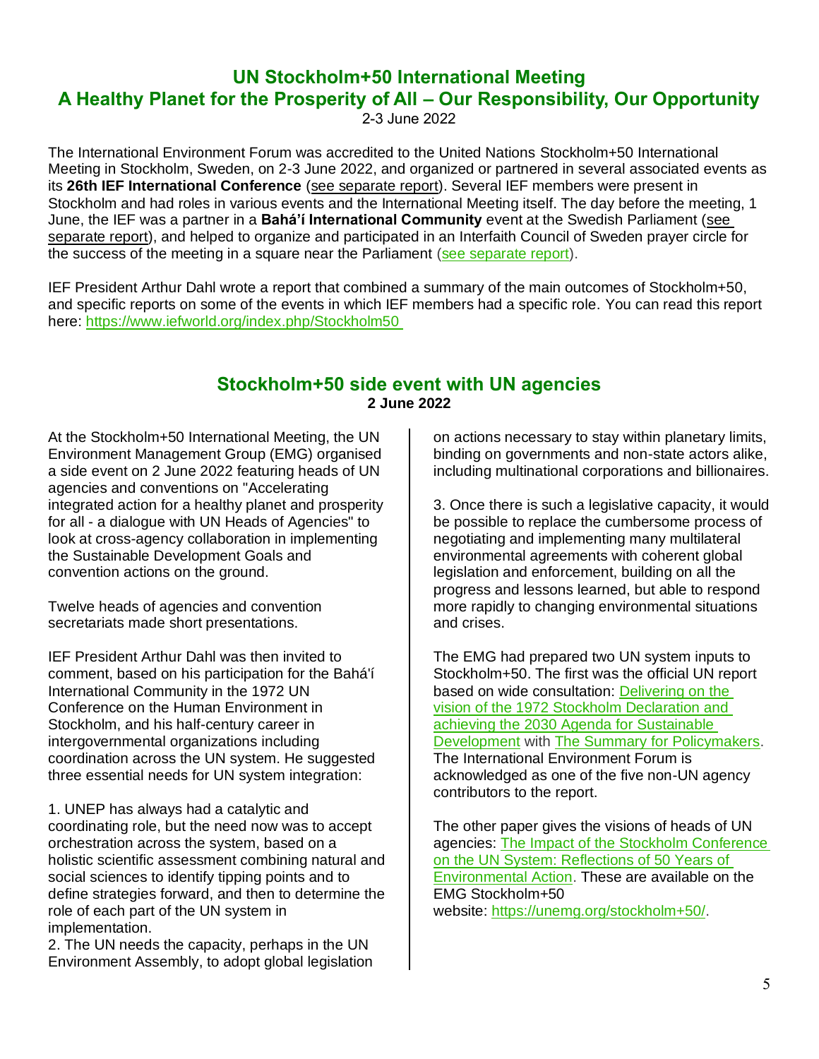## UN Stockholm+50 International Meeting
## A Healthy Planet for the Prosperity of All – Our Responsibility, Our Opportunity

2-3 June 2022

The International Environment Forum was accredited to the United Nations Stockholm+50 International Meeting in Stockholm, Sweden, on 2-3 June 2022, and organized or partnered in several associated events as its **26th IEF International Conference** (see separate report). Several IEF members were present in Stockholm and had roles in various events and the International Meeting itself. The day before the meeting, 1 June, the IEF was a partner in a **Bahá'í International Community** event at the Swedish Parliament (see separate report), and helped to organize and participated in an Interfaith Council of Sweden prayer circle for the success of the meeting in a square near the Parliament (see separate report).

IEF President Arthur Dahl wrote a report that combined a summary of the main outcomes of Stockholm+50, and specific reports on some of the events in which IEF members had a specific role. You can read this report here: https://www.iefworld.org/index.php/Stockholm50

## Stockholm+50 side event with UN agencies

**2 June 2022**

At the Stockholm+50 International Meeting, the UN Environment Management Group (EMG) organised a side event on 2 June 2022 featuring heads of UN agencies and conventions on "Accelerating integrated action for a healthy planet and prosperity for all - a dialogue with UN Heads of Agencies" to look at cross-agency collaboration in implementing the Sustainable Development Goals and convention actions on the ground.

Twelve heads of agencies and convention secretariats made short presentations.

IEF President Arthur Dahl was then invited to comment, based on his participation for the Bahá'í International Community in the 1972 UN Conference on the Human Environment in Stockholm, and his half-century career in intergovernmental organizations including coordination across the UN system. He suggested three essential needs for UN system integration:

1. UNEP has always had a catalytic and coordinating role, but the need now was to accept orchestration across the system, based on a holistic scientific assessment combining natural and social sciences to identify tipping points and to define strategies forward, and then to determine the role of each part of the UN system in implementation.
2. The UN needs the capacity, perhaps in the UN Environment Assembly, to adopt global legislation on actions necessary to stay within planetary limits, binding on governments and non-state actors alike, including multinational corporations and billionaires.
3. Once there is such a legislative capacity, it would be possible to replace the cumbersome process of negotiating and implementing many multilateral environmental agreements with coherent global legislation and enforcement, building on all the progress and lessons learned, but able to respond more rapidly to changing environmental situations and crises.

The EMG had prepared two UN system inputs to Stockholm+50. The first was the official UN report based on wide consultation: Delivering on the vision of the 1972 Stockholm Declaration and achieving the 2030 Agenda for Sustainable Development with The Summary for Policymakers. The International Environment Forum is acknowledged as one of the five non-UN agency contributors to the report.

The other paper gives the visions of heads of UN agencies: The Impact of the Stockholm Conference on the UN System: Reflections of 50 Years of Environmental Action. These are available on the EMG Stockholm+50 website: https://unemg.org/stockholm+50/.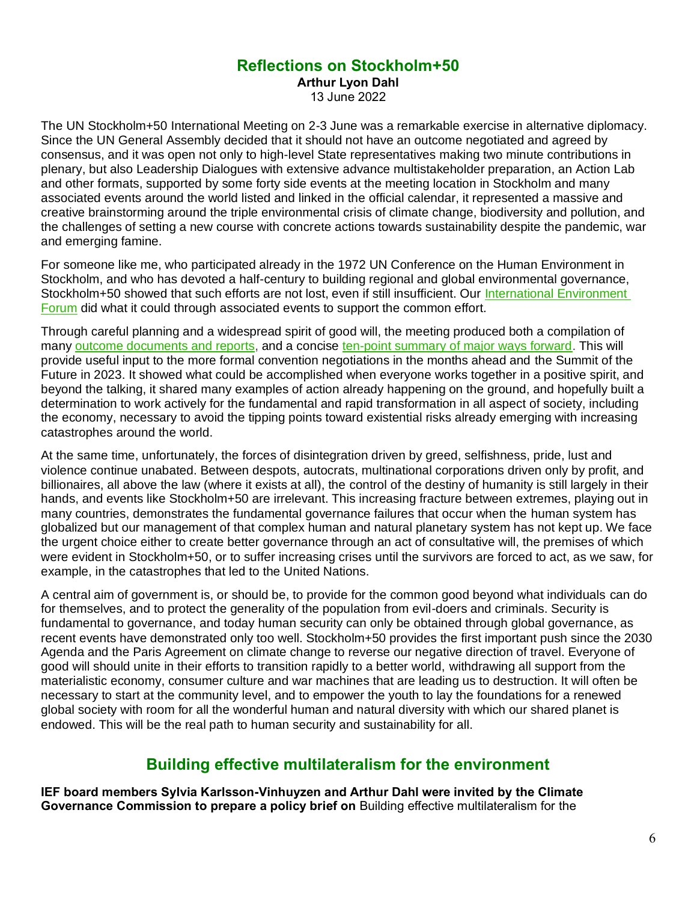## Reflections on Stockholm+50

**Arthur Lyon Dahl**
13 June 2022

The UN Stockholm+50 International Meeting on 2-3 June was a remarkable exercise in alternative diplomacy. Since the UN General Assembly decided that it should not have an outcome negotiated and agreed by consensus, and it was open not only to high-level State representatives making two minute contributions in plenary, but also Leadership Dialogues with extensive advance multistakeholder preparation, an Action Lab and other formats, supported by some forty side events at the meeting location in Stockholm and many associated events around the world listed and linked in the official calendar, it represented a massive and creative brainstorming around the triple environmental crisis of climate change, biodiversity and pollution, and the challenges of setting a new course with concrete actions towards sustainability despite the pandemic, war and emerging famine.

For someone like me, who participated already in the 1972 UN Conference on the Human Environment in Stockholm, and who has devoted a half-century to building regional and global environmental governance, Stockholm+50 showed that such efforts are not lost, even if still insufficient. Our International Environment Forum did what it could through associated events to support the common effort.

Through careful planning and a widespread spirit of good will, the meeting produced both a compilation of many outcome documents and reports, and a concise ten-point summary of major ways forward. This will provide useful input to the more formal convention negotiations in the months ahead and the Summit of the Future in 2023. It showed what could be accomplished when everyone works together in a positive spirit, and beyond the talking, it shared many examples of action already happening on the ground, and hopefully built a determination to work actively for the fundamental and rapid transformation in all aspect of society, including the economy, necessary to avoid the tipping points toward existential risks already emerging with increasing catastrophes around the world.

At the same time, unfortunately, the forces of disintegration driven by greed, selfishness, pride, lust and violence continue unabated. Between despots, autocrats, multinational corporations driven only by profit, and billionaires, all above the law (where it exists at all), the control of the destiny of humanity is still largely in their hands, and events like Stockholm+50 are irrelevant. This increasing fracture between extremes, playing out in many countries, demonstrates the fundamental governance failures that occur when the human system has globalized but our management of that complex human and natural planetary system has not kept up. We face the urgent choice either to create better governance through an act of consultative will, the premises of which were evident in Stockholm+50, or to suffer increasing crises until the survivors are forced to act, as we saw, for example, in the catastrophes that led to the United Nations.

A central aim of government is, or should be, to provide for the common good beyond what individuals can do for themselves, and to protect the generality of the population from evil-doers and criminals. Security is fundamental to governance, and today human security can only be obtained through global governance, as recent events have demonstrated only too well. Stockholm+50 provides the first important push since the 2030 Agenda and the Paris Agreement on climate change to reverse our negative direction of travel. Everyone of good will should unite in their efforts to transition rapidly to a better world, withdrawing all support from the materialistic economy, consumer culture and war machines that are leading us to destruction. It will often be necessary to start at the community level, and to empower the youth to lay the foundations for a renewed global society with room for all the wonderful human and natural diversity with which our shared planet is endowed. This will be the real path to human security and sustainability for all.

## Building effective multilateralism for the environment

**IEF board members Sylvia Karlsson-Vinhuyzen and Arthur Dahl were invited by the Climate Governance Commission to prepare a policy brief on** Building effective multilateralism for the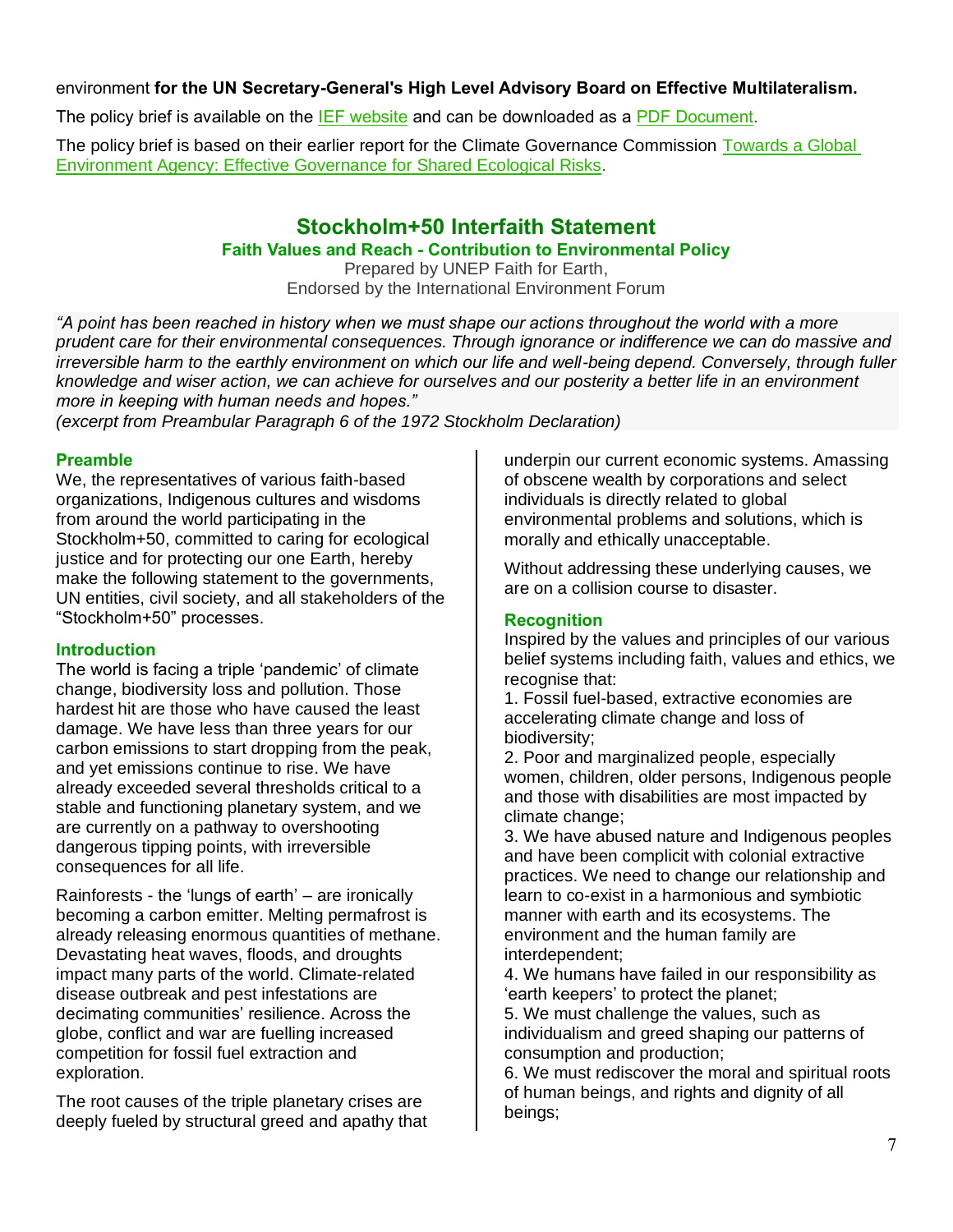environment **for the UN Secretary-General's High Level Advisory Board on Effective Multilateralism.**

The policy brief is available on the IEF website and can be downloaded as a PDF Document.

The policy brief is based on their earlier report for the Climate Governance Commission Towards a Global Environment Agency: Effective Governance for Shared Ecological Risks.

## Stockholm+50 Interfaith Statement

### Faith Values and Reach - Contribution to Environmental Policy

Prepared by UNEP Faith for Earth,
Endorsed by the International Environment Forum

*"A point has been reached in history when we must shape our actions throughout the world with a more prudent care for their environmental consequences. Through ignorance or indifference we can do massive and irreversible harm to the earthly environment on which our life and well-being depend. Conversely, through fuller knowledge and wiser action, we can achieve for ourselves and our posterity a better life in an environment more in keeping with human needs and hopes."*
*(excerpt from Preambular Paragraph 6 of the 1972 Stockholm Declaration)*

#### Preamble

We, the representatives of various faith-based organizations, Indigenous cultures and wisdoms from around the world participating in the Stockholm+50, committed to caring for ecological justice and for protecting our one Earth, hereby make the following statement to the governments, UN entities, civil society, and all stakeholders of the "Stockholm+50" processes.

#### Introduction

The world is facing a triple 'pandemic' of climate change, biodiversity loss and pollution. Those hardest hit are those who have caused the least damage. We have less than three years for our carbon emissions to start dropping from the peak, and yet emissions continue to rise. We have already exceeded several thresholds critical to a stable and functioning planetary system, and we are currently on a pathway to overshooting dangerous tipping points, with irreversible consequences for all life.

Rainforests - the 'lungs of earth' – are ironically becoming a carbon emitter. Melting permafrost is already releasing enormous quantities of methane. Devastating heat waves, floods, and droughts impact many parts of the world. Climate-related disease outbreak and pest infestations are decimating communities' resilience. Across the globe, conflict and war are fuelling increased competition for fossil fuel extraction and exploration.

The root causes of the triple planetary crises are deeply fueled by structural greed and apathy that underpin our current economic systems. Amassing of obscene wealth by corporations and select individuals is directly related to global environmental problems and solutions, which is morally and ethically unacceptable.

Without addressing these underlying causes, we are on a collision course to disaster.

#### Recognition

Inspired by the values and principles of our various belief systems including faith, values and ethics, we recognise that:

1. Fossil fuel-based, extractive economies are accelerating climate change and loss of biodiversity;
2. Poor and marginalized people, especially women, children, older persons, Indigenous people and those with disabilities are most impacted by climate change;
3. We have abused nature and Indigenous peoples and have been complicit with colonial extractive practices. We need to change our relationship and learn to co-exist in a harmonious and symbiotic manner with earth and its ecosystems. The environment and the human family are interdependent;
4. We humans have failed in our responsibility as 'earth keepers' to protect the planet;
5. We must challenge the values, such as individualism and greed shaping our patterns of consumption and production;
6. We must rediscover the moral and spiritual roots of human beings, and rights and dignity of all beings;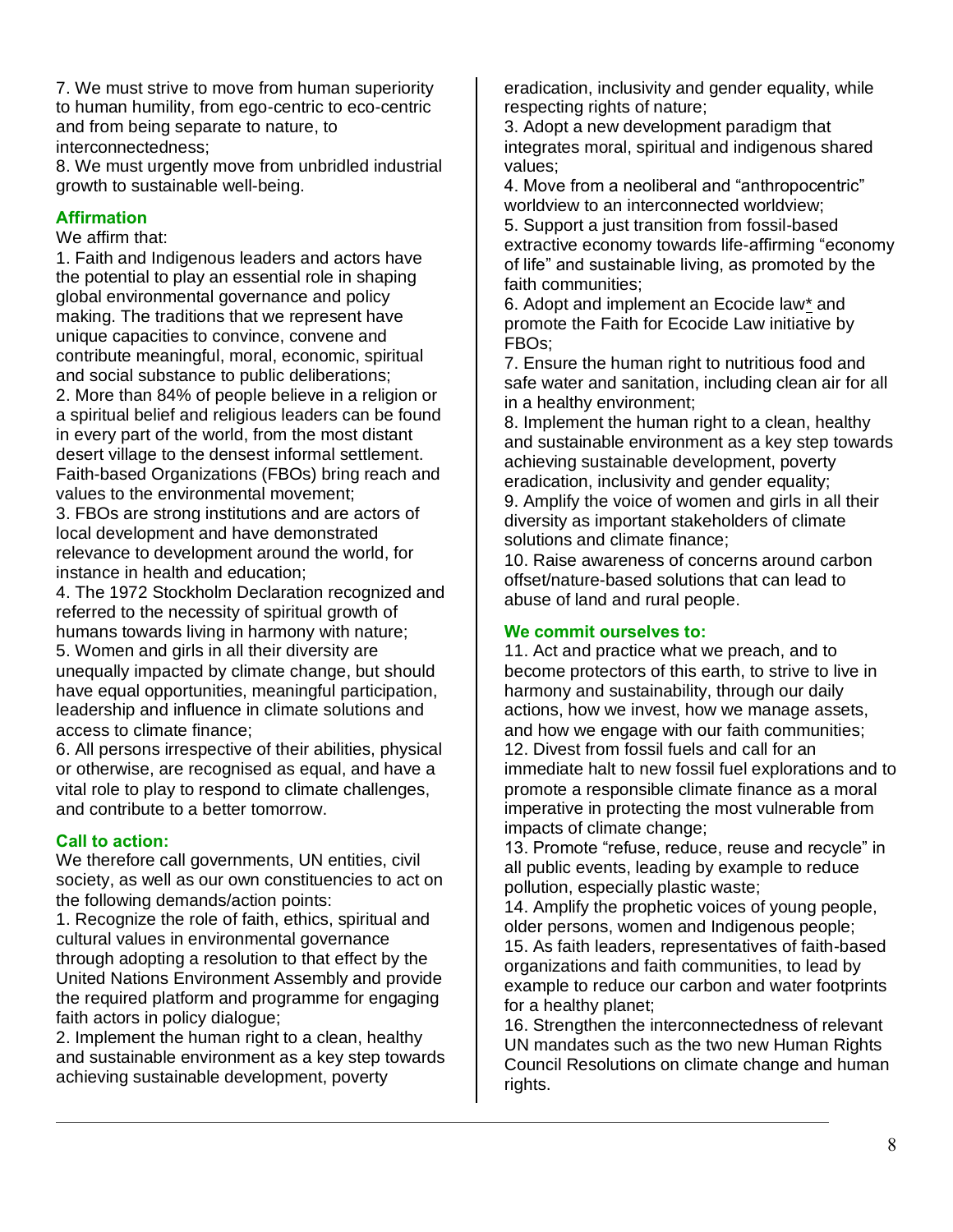7. We must strive to move from human superiority to human humility, from ego-centric to eco-centric and from being separate to nature, to interconnectedness;

8. We must urgently move from unbridled industrial growth to sustainable well-being.

### Affirmation

We affirm that:

1. Faith and Indigenous leaders and actors have the potential to play an essential role in shaping global environmental governance and policy making. The traditions that we represent have unique capacities to convince, convene and contribute meaningful, moral, economic, spiritual and social substance to public deliberations;
2. More than 84% of people believe in a religion or a spiritual belief and religious leaders can be found in every part of the world, from the most distant desert village to the densest informal settlement. Faith-based Organizations (FBOs) bring reach and values to the environmental movement;
3. FBOs are strong institutions and are actors of local development and have demonstrated relevance to development around the world, for instance in health and education;
4. The 1972 Stockholm Declaration recognized and referred to the necessity of spiritual growth of humans towards living in harmony with nature;
5. Women and girls in all their diversity are unequally impacted by climate change, but should have equal opportunities, meaningful participation, leadership and influence in climate solutions and access to climate finance;
6. All persons irrespective of their abilities, physical or otherwise, are recognised as equal, and have a vital role to play to respond to climate challenges, and contribute to a better tomorrow.

### Call to action:

We therefore call governments, UN entities, civil society, as well as our own constituencies to act on the following demands/action points:

1. Recognize the role of faith, ethics, spiritual and cultural values in environmental governance through adopting a resolution to that effect by the United Nations Environment Assembly and provide the required platform and programme for engaging faith actors in policy dialogue;
2. Implement the human right to a clean, healthy and sustainable environment as a key step towards achieving sustainable development, poverty eradication, inclusivity and gender equality, while respecting rights of nature;
3. Adopt a new development paradigm that integrates moral, spiritual and indigenous shared values;
4. Move from a neoliberal and "anthropocentric" worldview to an interconnected worldview;
5. Support a just transition from fossil-based extractive economy towards life-affirming "economy of life" and sustainable living, as promoted by the faith communities;
6. Adopt and implement an Ecocide law* and promote the Faith for Ecocide Law initiative by FBOs;
7. Ensure the human right to nutritious food and safe water and sanitation, including clean air for all in a healthy environment;
8. Implement the human right to a clean, healthy and sustainable environment as a key step towards achieving sustainable development, poverty eradication, inclusivity and gender equality;
9. Amplify the voice of women and girls in all their diversity as important stakeholders of climate solutions and climate finance;
10. Raise awareness of concerns around carbon offset/nature-based solutions that can lead to abuse of land and rural people.

### We commit ourselves to:

11. Act and practice what we preach, and to become protectors of this earth, to strive to live in harmony and sustainability, through our daily actions, how we invest, how we manage assets, and how we engage with our faith communities;
12. Divest from fossil fuels and call for an immediate halt to new fossil fuel explorations and to promote a responsible climate finance as a moral imperative in protecting the most vulnerable from impacts of climate change;
13. Promote "refuse, reduce, reuse and recycle" in all public events, leading by example to reduce pollution, especially plastic waste;
14. Amplify the prophetic voices of young people, older persons, women and Indigenous people;
15. As faith leaders, representatives of faith-based organizations and faith communities, to lead by example to reduce our carbon and water footprints for a healthy planet;
16. Strengthen the interconnectedness of relevant UN mandates such as the two new Human Rights Council Resolutions on climate change and human rights.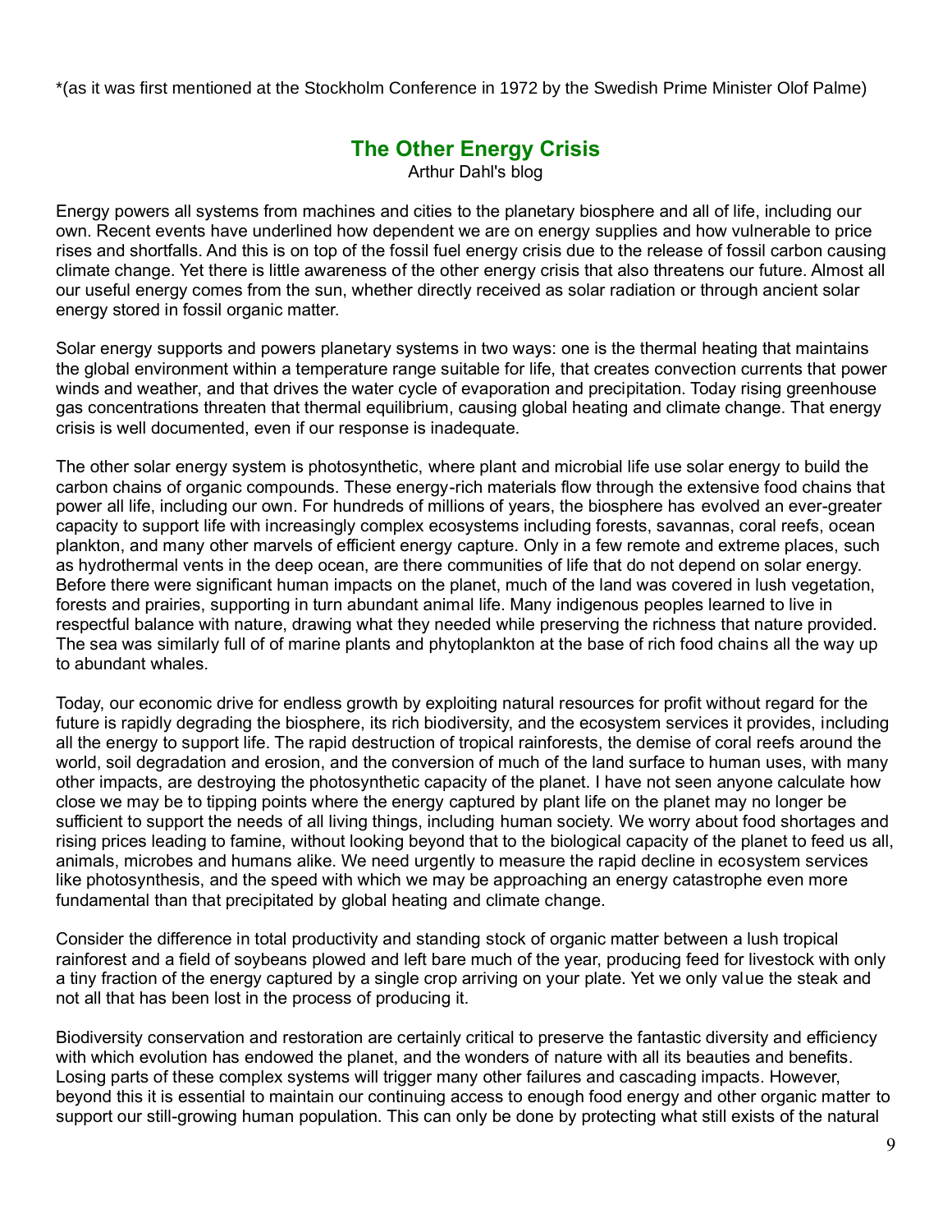*(as it was first mentioned at the Stockholm Conference in 1972 by the Swedish Prime Minister Olof Palme)

## The Other Energy Crisis

Arthur Dahl's blog

Energy powers all systems from machines and cities to the planetary biosphere and all of life, including our own. Recent events have underlined how dependent we are on energy supplies and how vulnerable to price rises and shortfalls. And this is on top of the fossil fuel energy crisis due to the release of fossil carbon causing climate change. Yet there is little awareness of the other energy crisis that also threatens our future. Almost all our useful energy comes from the sun, whether directly received as solar radiation or through ancient solar energy stored in fossil organic matter.

Solar energy supports and powers planetary systems in two ways: one is the thermal heating that maintains the global environment within a temperature range suitable for life, that creates convection currents that power winds and weather, and that drives the water cycle of evaporation and precipitation. Today rising greenhouse gas concentrations threaten that thermal equilibrium, causing global heating and climate change. That energy crisis is well documented, even if our response is inadequate.

The other solar energy system is photosynthetic, where plant and microbial life use solar energy to build the carbon chains of organic compounds. These energy-rich materials flow through the extensive food chains that power all life, including our own. For hundreds of millions of years, the biosphere has evolved an ever-greater capacity to support life with increasingly complex ecosystems including forests, savannas, coral reefs, ocean plankton, and many other marvels of efficient energy capture. Only in a few remote and extreme places, such as hydrothermal vents in the deep ocean, are there communities of life that do not depend on solar energy. Before there were significant human impacts on the planet, much of the land was covered in lush vegetation, forests and prairies, supporting in turn abundant animal life. Many indigenous peoples learned to live in respectful balance with nature, drawing what they needed while preserving the richness that nature provided. The sea was similarly full of of marine plants and phytoplankton at the base of rich food chains all the way up to abundant whales.

Today, our economic drive for endless growth by exploiting natural resources for profit without regard for the future is rapidly degrading the biosphere, its rich biodiversity, and the ecosystem services it provides, including all the energy to support life. The rapid destruction of tropical rainforests, the demise of coral reefs around the world, soil degradation and erosion, and the conversion of much of the land surface to human uses, with many other impacts, are destroying the photosynthetic capacity of the planet. I have not seen anyone calculate how close we may be to tipping points where the energy captured by plant life on the planet may no longer be sufficient to support the needs of all living things, including human society. We worry about food shortages and rising prices leading to famine, without looking beyond that to the biological capacity of the planet to feed us all, animals, microbes and humans alike. We need urgently to measure the rapid decline in ecosystem services like photosynthesis, and the speed with which we may be approaching an energy catastrophe even more fundamental than that precipitated by global heating and climate change.

Consider the difference in total productivity and standing stock of organic matter between a lush tropical rainforest and a field of soybeans plowed and left bare much of the year, producing feed for livestock with only a tiny fraction of the energy captured by a single crop arriving on your plate. Yet we only value the steak and not all that has been lost in the process of producing it.

Biodiversity conservation and restoration are certainly critical to preserve the fantastic diversity and efficiency with which evolution has endowed the planet, and the wonders of nature with all its beauties and benefits. Losing parts of these complex systems will trigger many other failures and cascading impacts. However, beyond this it is essential to maintain our continuing access to enough food energy and other organic matter to support our still-growing human population. This can only be done by protecting what still exists of the natural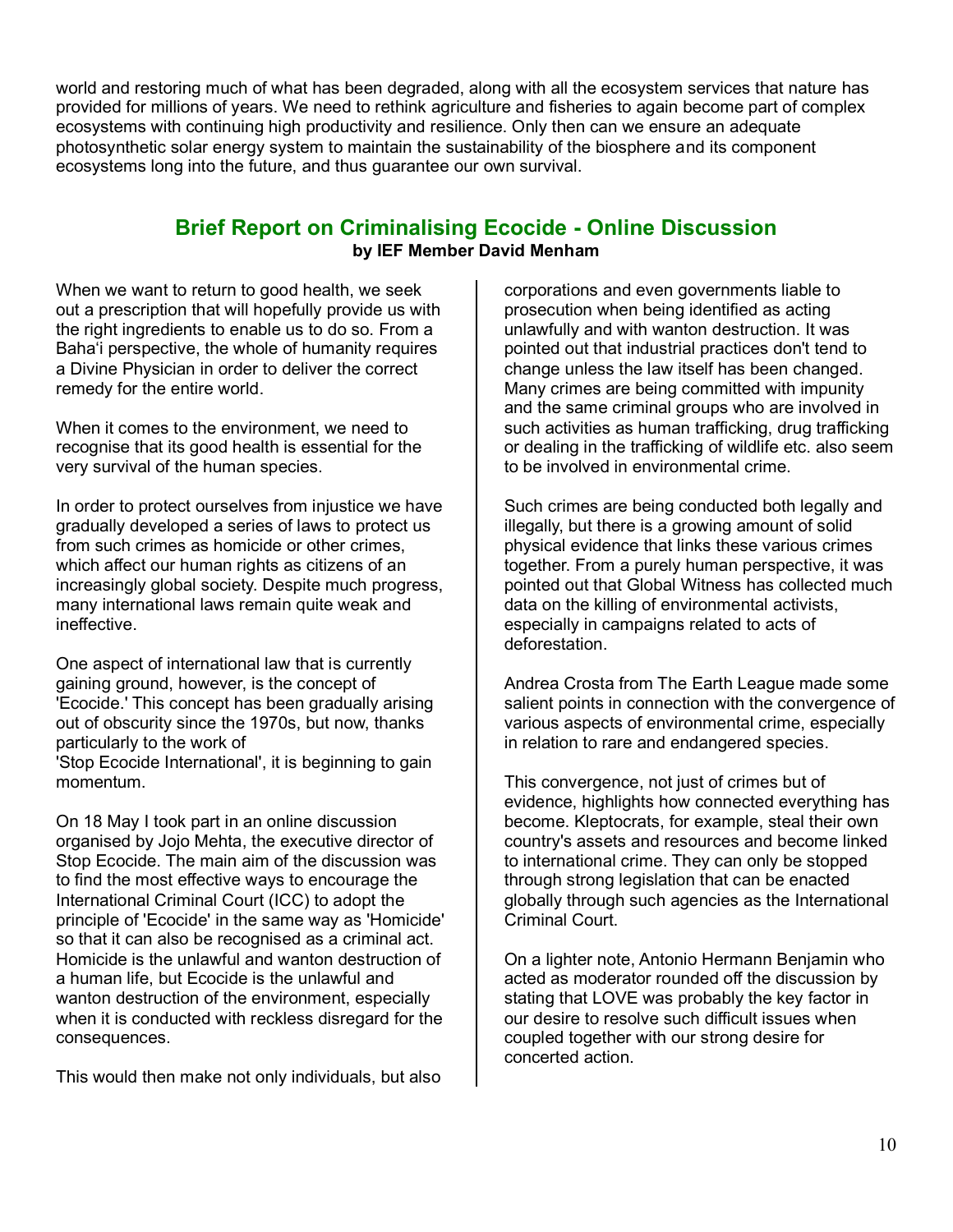world and restoring much of what has been degraded, along with all the ecosystem services that nature has provided for millions of years. We need to rethink agriculture and fisheries to again become part of complex ecosystems with continuing high productivity and resilience. Only then can we ensure an adequate photosynthetic solar energy system to maintain the sustainability of the biosphere and its component ecosystems long into the future, and thus guarantee our own survival.

## Brief Report on Criminalising Ecocide - Online Discussion

**by IEF Member David Menham**

When we want to return to good health, we seek out a prescription that will hopefully provide us with the right ingredients to enable us to do so. From a Baha'i perspective, the whole of humanity requires a Divine Physician in order to deliver the correct remedy for the entire world.

When it comes to the environment, we need to recognise that its good health is essential for the very survival of the human species.

In order to protect ourselves from injustice we have gradually developed a series of laws to protect us from such crimes as homicide or other crimes, which affect our human rights as citizens of an increasingly global society. Despite much progress, many international laws remain quite weak and ineffective.

One aspect of international law that is currently gaining ground, however, is the concept of 'Ecocide.' This concept has been gradually arising out of obscurity since the 1970s, but now, thanks particularly to the work of 'Stop Ecocide International', it is beginning to gain momentum.

On 18 May I took part in an online discussion organised by Jojo Mehta, the executive director of Stop Ecocide. The main aim of the discussion was to find the most effective ways to encourage the International Criminal Court (ICC) to adopt the principle of 'Ecocide' in the same way as 'Homicide' so that it can also be recognised as a criminal act. Homicide is the unlawful and wanton destruction of a human life, but Ecocide is the unlawful and wanton destruction of the environment, especially when it is conducted with reckless disregard for the consequences.

This would then make not only individuals, but also corporations and even governments liable to prosecution when being identified as acting unlawfully and with wanton destruction. It was pointed out that industrial practices don't tend to change unless the law itself has been changed. Many crimes are being committed with impunity and the same criminal groups who are involved in such activities as human trafficking, drug trafficking or dealing in the trafficking of wildlife etc. also seem to be involved in environmental crime.

Such crimes are being conducted both legally and illegally, but there is a growing amount of solid physical evidence that links these various crimes together. From a purely human perspective, it was pointed out that Global Witness has collected much data on the killing of environmental activists, especially in campaigns related to acts of deforestation.

Andrea Crosta from The Earth League made some salient points in connection with the convergence of various aspects of environmental crime, especially in relation to rare and endangered species.

This convergence, not just of crimes but of evidence, highlights how connected everything has become. Kleptocrats, for example, steal their own country's assets and resources and become linked to international crime. They can only be stopped through strong legislation that can be enacted globally through such agencies as the International Criminal Court.

On a lighter note, Antonio Hermann Benjamin who acted as moderator rounded off the discussion by stating that LOVE was probably the key factor in our desire to resolve such difficult issues when coupled together with our strong desire for concerted action.